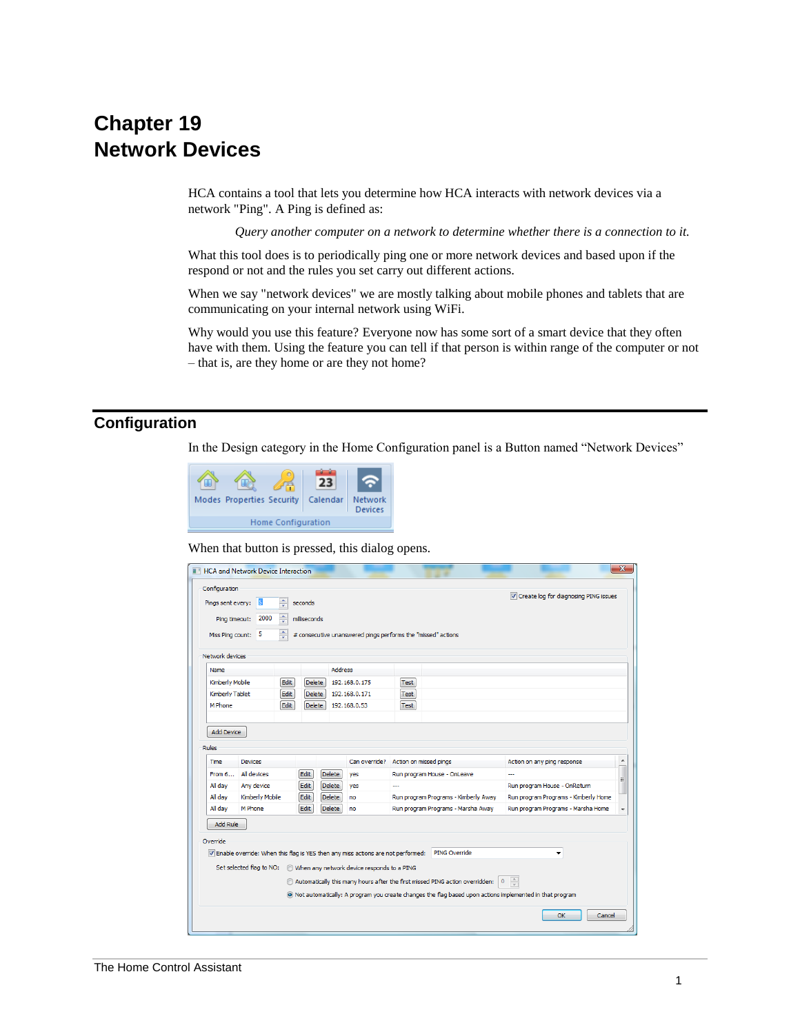# Chapter 19
# Network Devices

HCA contains a tool that lets you determine how HCA interacts with network devices via a network "Ping". A Ping is defined as:

*Query another computer on a network to determine whether there is a connection to it.*

What this tool does is to periodically ping one or more network devices and based upon if the respond or not and the rules you set carry out different actions.

When we say "network devices" we are mostly talking about mobile phones and tablets that are communicating on your internal network using WiFi.

Why would you use this feature? Everyone now has some sort of a smart device that they often have with them. Using the feature you can tell if that person is within range of the computer or not – that is, are they home or are they not home?

## Configuration

In the Design category in the Home Configuration panel is a Button named "Network Devices"

When that button is pressed, this dialog opens.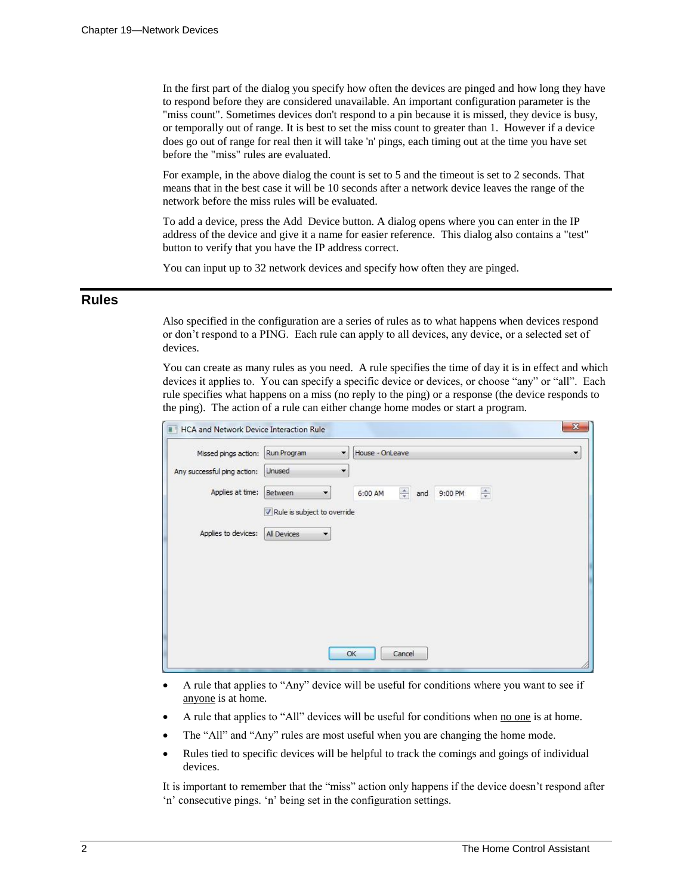In the first part of the dialog you specify how often the devices are pinged and how long they have to respond before they are considered unavailable. An important configuration parameter is the "miss count". Sometimes devices don't respond to a pin because it is missed, they device is busy, or temporally out of range. It is best to set the miss count to greater than 1. However if a device does go out of range for real then it will take 'n' pings, each timing out at the time you have set before the "miss" rules are evaluated.

For example, in the above dialog the count is set to 5 and the timeout is set to 2 seconds. That means that in the best case it will be 10 seconds after a network device leaves the range of the network before the miss rules will be evaluated.

To add a device, press the Add Device button. A dialog opens where you can enter in the IP address of the device and give it a name for easier reference. This dialog also contains a "test" button to verify that you have the IP address correct.

You can input up to 32 network devices and specify how often they are pinged.

## Rules

Also specified in the configuration are a series of rules as to what happens when devices respond or don't respond to a PING. Each rule can apply to all devices, any device, or a selected set of devices.

You can create as many rules as you need. A rule specifies the time of day it is in effect and which devices it applies to. You can specify a specific device or devices, or choose "any" or "all". Each rule specifies what happens on a miss (no reply to the ping) or a response (the device responds to the ping). The action of a rule can either change home modes or start a program.

- A rule that applies to "Any" device will be useful for conditions where you want to see if anyone is at home.
- A rule that applies to "All" devices will be useful for conditions when no one is at home.
- The "All" and "Any" rules are most useful when you are changing the home mode.
- Rules tied to specific devices will be helpful to track the comings and goings of individual devices.

It is important to remember that the "miss" action only happens if the device doesn't respond after 'n' consecutive pings. 'n' being set in the configuration settings.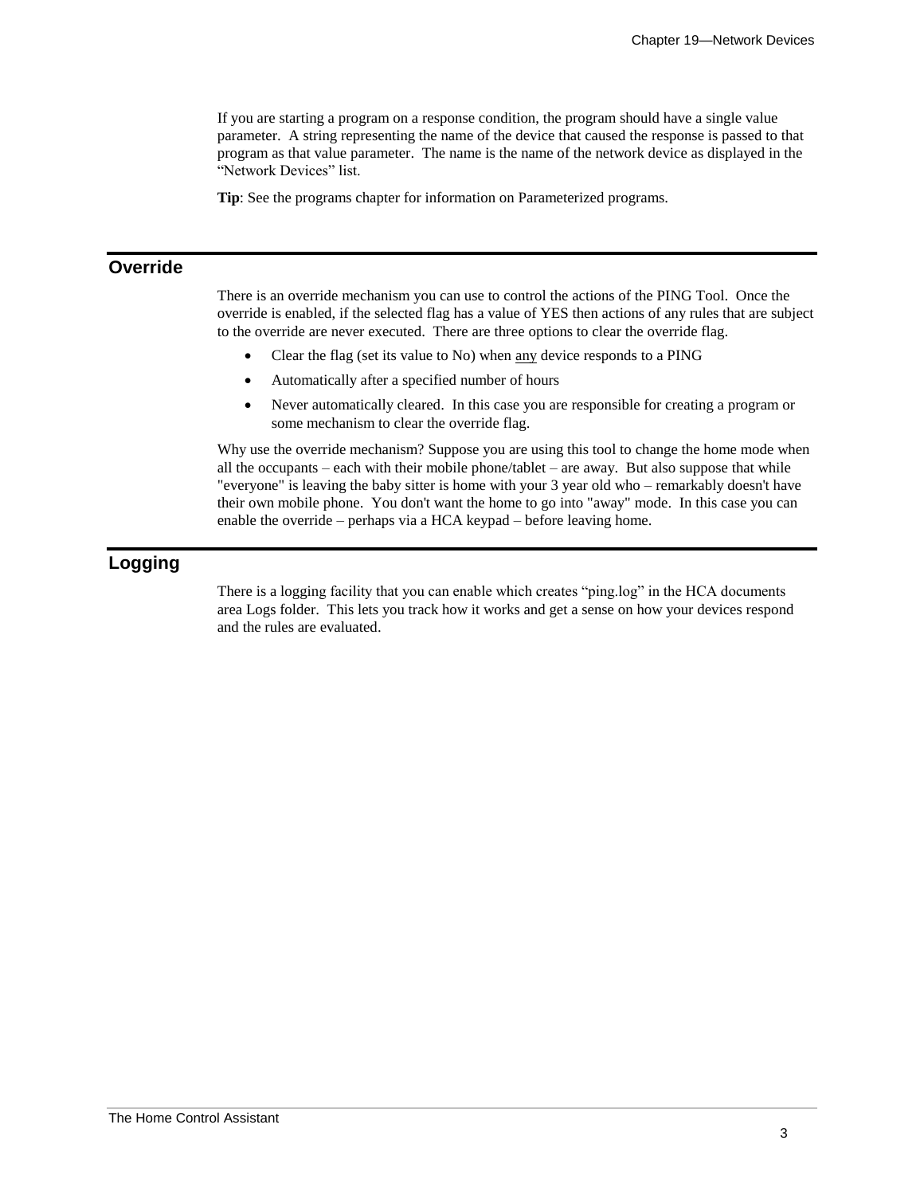If you are starting a program on a response condition, the program should have a single value parameter. A string representing the name of the device that caused the response is passed to that program as that value parameter. The name is the name of the network device as displayed in the "Network Devices" list.

**Tip**: See the programs chapter for information on Parameterized programs.

## Override

There is an override mechanism you can use to control the actions of the PING Tool. Once the override is enabled, if the selected flag has a value of YES then actions of any rules that are subject to the override are never executed. There are three options to clear the override flag.

- Clear the flag (set its value to No) when <u>any</u> device responds to a PING
- Automatically after a specified number of hours
- Never automatically cleared. In this case you are responsible for creating a program or some mechanism to clear the override flag.

Why use the override mechanism? Suppose you are using this tool to change the home mode when all the occupants – each with their mobile phone/tablet – are away. But also suppose that while "everyone" is leaving the baby sitter is home with your 3 year old who – remarkably doesn't have their own mobile phone. You don't want the home to go into "away" mode. In this case you can enable the override – perhaps via a HCA keypad – before leaving home.

## Logging

There is a logging facility that you can enable which creates "ping.log" in the HCA documents area Logs folder. This lets you track how it works and get a sense on how your devices respond and the rules are evaluated.